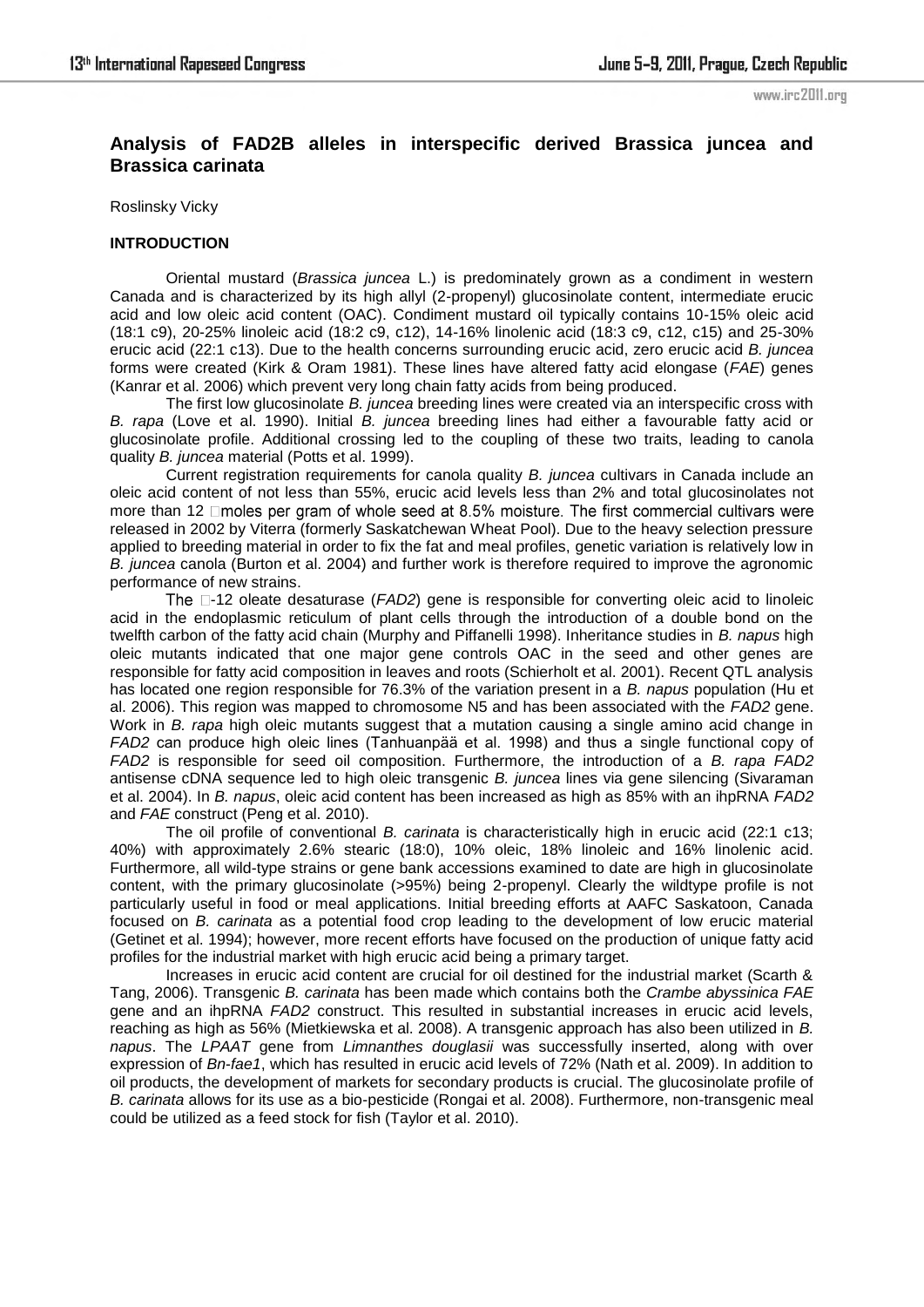## Analysis of FAD2B alleles in interspecific derived Brassica juncea and Brassica carinata

Roslinsky Vicky

### INTRODUCTION

Oriental mustard (*Brassica juncea* L.) is predominately grown as a condiment in western Canada and is characterized by its high allyl (2-propenyl) glucosinolate content, intermediate erucic acid and low oleic acid content (OAC). Condiment mustard oil typically contains 10-15% oleic acid (18:1 c9), 20-25% linoleic acid (18:2 c9, c12), 14-16% linolenic acid (18:3 c9, c12, c15) and 25-30% erucic acid (22:1 c13). Due to the health concerns surrounding erucic acid, zero erucic acid *B. juncea* forms were created (Kirk & Oram 1981). These lines have altered fatty acid elongase (*FAE*) genes (Kanrar et al. 2006) which prevent very long chain fatty acids from being produced.

The first low glucosinolate *B. juncea* breeding lines were created via an interspecific cross with *B. rapa* (Love et al. 1990). Initial *B. juncea* breeding lines had either a favourable fatty acid or glucosinolate profile. Additional crossing led to the coupling of these two traits, leading to canola quality *B. juncea* material (Potts et al. 1999).

Current registration requirements for canola quality *B. juncea* cultivars in Canada include an oleic acid content of not less than 55%, erucic acid levels less than 2% and total glucosinolates not more than 12 □moles per gram of whole seed at 8.5% moisture. The first commercial cultivars were released in 2002 by Viterra (formerly Saskatchewan Wheat Pool). Due to the heavy selection pressure applied to breeding material in order to fix the fat and meal profiles, genetic variation is relatively low in *B. juncea* canola (Burton et al. 2004) and further work is therefore required to improve the agronomic performance of new strains.

The □-12 oleate desaturase (*FAD2*) gene is responsible for converting oleic acid to linoleic acid in the endoplasmic reticulum of plant cells through the introduction of a double bond on the twelfth carbon of the fatty acid chain (Murphy and Piffanelli 1998). Inheritance studies in *B. napus* high oleic mutants indicated that one major gene controls OAC in the seed and other genes are responsible for fatty acid composition in leaves and roots (Schierholt et al. 2001). Recent QTL analysis has located one region responsible for 76.3% of the variation present in a *B. napus* population (Hu et al. 2006). This region was mapped to chromosome N5 and has been associated with the *FAD2* gene. Work in *B. rapa* high oleic mutants suggest that a mutation causing a single amino acid change in *FAD2* can produce high oleic lines (Tanhuanpää et al. 1998) and thus a single functional copy of *FAD2* is responsible for seed oil composition. Furthermore, the introduction of a *B. rapa FAD2* antisense cDNA sequence led to high oleic transgenic *B. juncea* lines via gene silencing (Sivaraman et al. 2004). In *B. napus*, oleic acid content has been increased as high as 85% with an ihpRNA *FAD2* and *FAE* construct (Peng et al. 2010).

The oil profile of conventional *B. carinata* is characteristically high in erucic acid (22:1 c13; 40%) with approximately 2.6% stearic (18:0), 10% oleic, 18% linoleic and 16% linolenic acid. Furthermore, all wild-type strains or gene bank accessions examined to date are high in glucosinolate content, with the primary glucosinolate (>95%) being 2-propenyl. Clearly the wildtype profile is not particularly useful in food or meal applications. Initial breeding efforts at AAFC Saskatoon, Canada focused on *B. carinata* as a potential food crop leading to the development of low erucic material (Getinet et al. 1994); however, more recent efforts have focused on the production of unique fatty acid profiles for the industrial market with high erucic acid being a primary target.

Increases in erucic acid content are crucial for oil destined for the industrial market (Scarth & Tang, 2006). Transgenic *B. carinata* has been made which contains both the *Crambe abyssinica FAE* gene and an ihpRNA *FAD2* construct. This resulted in substantial increases in erucic acid levels, reaching as high as 56% (Mietkiewska et al. 2008). A transgenic approach has also been utilized in *B. napus*. The *LPAAT* gene from *Limnanthes douglasii* was successfully inserted, along with over expression of *Bn-fae1*, which has resulted in erucic acid levels of 72% (Nath et al. 2009). In addition to oil products, the development of markets for secondary products is crucial. The glucosinolate profile of *B. carinata* allows for its use as a bio-pesticide (Rongai et al. 2008). Furthermore, non-transgenic meal could be utilized as a feed stock for fish (Taylor et al. 2010).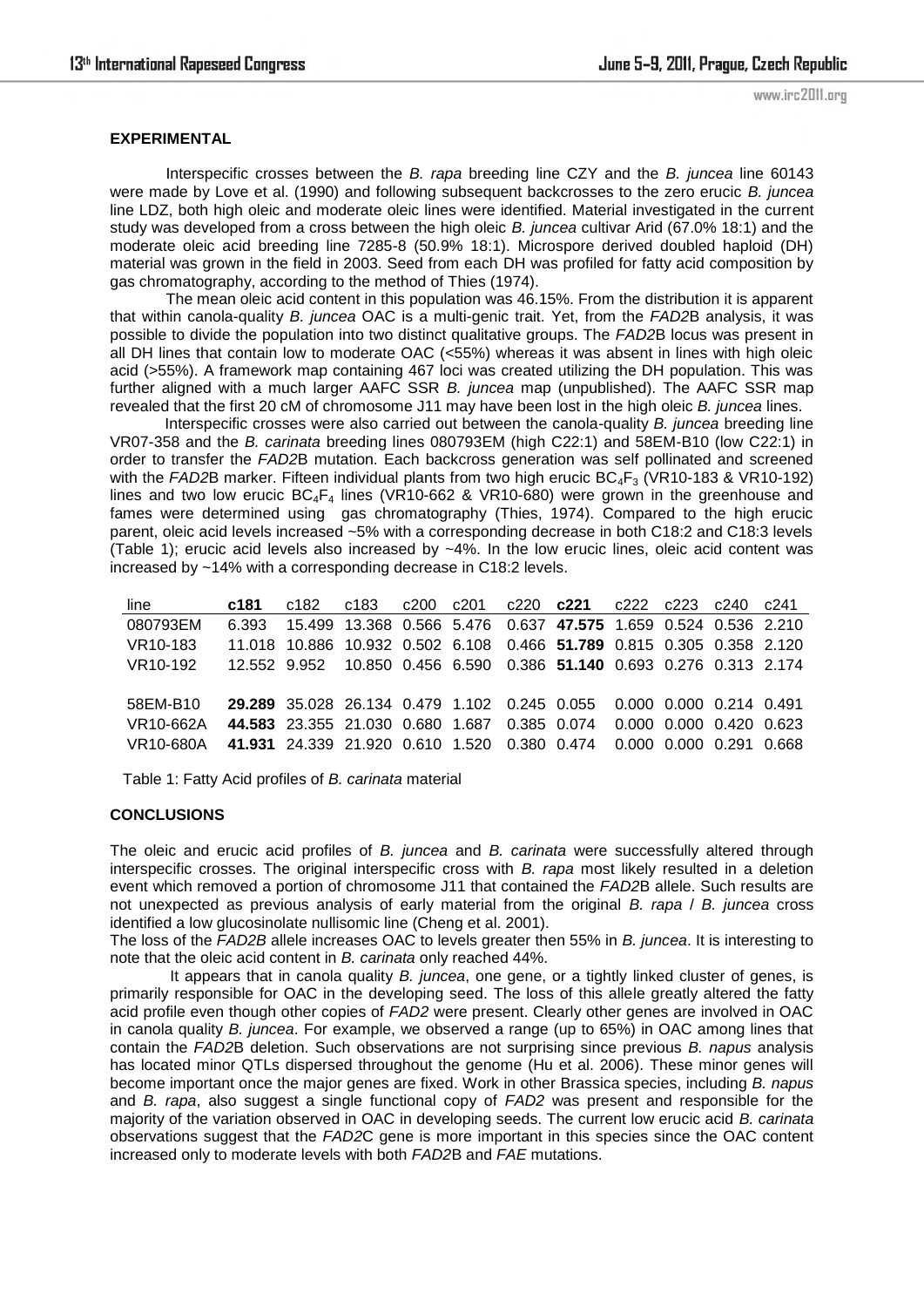## EXPERIMENTAL

Interspecific crosses between the *B. rapa* breeding line CZY and the *B. juncea* line 60143 were made by Love et al. (1990) and following subsequent backcrosses to the zero erucic *B. juncea* line LDZ, both high oleic and moderate oleic lines were identified. Material investigated in the current study was developed from a cross between the high oleic *B. juncea* cultivar Arid (67.0% 18:1) and the moderate oleic acid breeding line 7285-8 (50.9% 18:1). Microspore derived doubled haploid (DH) material was grown in the field in 2003. Seed from each DH was profiled for fatty acid composition by gas chromatography, according to the method of Thies (1974).

The mean oleic acid content in this population was 46.15%. From the distribution it is apparent that within canola-quality *B. juncea* OAC is a multi-genic trait. Yet, from the *FAD2*B analysis, it was possible to divide the population into two distinct qualitative groups. The *FAD2*B locus was present in all DH lines that contain low to moderate OAC (<55%) whereas it was absent in lines with high oleic acid (>55%). A framework map containing 467 loci was created utilizing the DH population. This was further aligned with a much larger AAFC SSR *B. juncea* map (unpublished). The AAFC SSR map revealed that the first 20 cM of chromosome J11 may have been lost in the high oleic *B. juncea* lines.

Interspecific crosses were also carried out between the canola-quality *B. juncea* breeding line VR07-358 and the *B. carinata* breeding lines 080793EM (high C22:1) and 58EM-B10 (low C22:1) in order to transfer the *FAD2*B mutation. Each backcross generation was self pollinated and screened with the *FAD2*B marker. Fifteen individual plants from two high erucic $BC_4F_3$ (VR10-183 & VR10-192) lines and two low erucic $BC_4F_4$ lines (VR10-662 & VR10-680) were grown in the greenhouse and fames were determined using gas chromatography (Thies, 1974). Compared to the high erucic parent, oleic acid levels increased ~5% with a corresponding decrease in both C18:2 and C18:3 levels (Table 1); erucic acid levels also increased by ~4%. In the low erucic lines, oleic acid content was increased by ~14% with a corresponding decrease in C18:2 levels.

| line | **c181** | c182 | c183 | c200 | c201 | c220 | **c221** | c222 | c223 | c240 | c241 |
|---|---|---|---|---|---|---|---|---|---|---|---|
| 080793EM | 6.393 | 15.499 | 13.368 | 0.566 | 5.476 | 0.637 | **47.575** | 1.659 | 0.524 | 0.536 | 2.210 |
| VR10-183 | 11.018 | 10.886 | 10.932 | 0.502 | 6.108 | 0.466 | **51.789** | 0.815 | 0.305 | 0.358 | 2.120 |
| VR10-192 | 12.552 | 9.952 | 10.850 | 0.456 | 6.590 | 0.386 | **51.140** | 0.693 | 0.276 | 0.313 | 2.174 |
| | | | | | | | | | | | |
| 58EM-B10 | **29.289** | 35.028 | 26.134 | 0.479 | 1.102 | 0.245 | 0.055 | 0.000 | 0.000 | 0.214 | 0.491 |
| VR10-662A | **44.583** | 23.355 | 21.030 | 0.680 | 1.687 | 0.385 | 0.074 | 0.000 | 0.000 | 0.420 | 0.623 |
| VR10-680A | **41.931** | 24.339 | 21.920 | 0.610 | 1.520 | 0.380 | 0.474 | 0.000 | 0.000 | 0.291 | 0.668 |

Table 1: Fatty Acid profiles of *B. carinata* material

## CONCLUSIONS

The oleic and erucic acid profiles of *B. juncea* and *B. carinata* were successfully altered through interspecific crosses. The original interspecific cross with *B. rapa* most likely resulted in a deletion event which removed a portion of chromosome J11 that contained the *FAD2*B allele. Such results are not unexpected as previous analysis of early material from the original *B. rapa* / *B. juncea* cross identified a low glucosinolate nullisomic line (Cheng et al. 2001).

The loss of the *FAD2B* allele increases OAC to levels greater then 55% in *B. juncea*. It is interesting to note that the oleic acid content in *B. carinata* only reached 44%.

It appears that in canola quality *B. juncea*, one gene, or a tightly linked cluster of genes, is primarily responsible for OAC in the developing seed. The loss of this allele greatly altered the fatty acid profile even though other copies of *FAD2* were present. Clearly other genes are involved in OAC in canola quality *B. juncea*. For example, we observed a range (up to 65%) in OAC among lines that contain the *FAD2*B deletion. Such observations are not surprising since previous *B. napus* analysis has located minor QTLs dispersed throughout the genome (Hu et al. 2006). These minor genes will become important once the major genes are fixed. Work in other Brassica species, including *B. napus* and *B. rapa*, also suggest a single functional copy of *FAD2* was present and responsible for the majority of the variation observed in OAC in developing seeds. The current low erucic acid *B. carinata* observations suggest that the *FAD2*C gene is more important in this species since the OAC content increased only to moderate levels with both *FAD2*B and *FAE* mutations.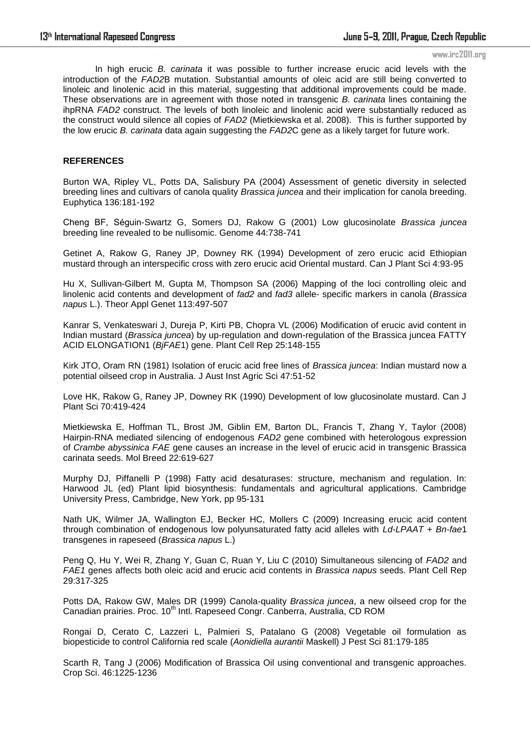In high erucic *B. carinata* it was possible to further increase erucic acid levels with the introduction of the *FAD2*B mutation. Substantial amounts of oleic acid are still being converted to linoleic and linolenic acid in this material, suggesting that additional improvements could be made. These observations are in agreement with those noted in transgenic *B. carinata* lines containing the ihpRNA *FAD2* construct. The levels of both linoleic and linolenic acid were substantially reduced as the construct would silence all copies of *FAD2* (Mietkiewska et al. 2008). This is further supported by the low erucic *B. carinata* data again suggesting the *FAD2*C gene as a likely target for future work.

**REFERENCES**

Burton WA, Ripley VL, Potts DA, Salisbury PA (2004) Assessment of genetic diversity in selected breeding lines and cultivars of canola quality *Brassica juncea* and their implication for canola breeding. Euphytica 136:181-192

Cheng BF, Séguin-Swartz G, Somers DJ, Rakow G (2001) Low glucosinolate *Brassica juncea* breeding line revealed to be nullisomic. Genome 44:738-741

Getinet A, Rakow G, Raney JP, Downey RK (1994) Development of zero erucic acid Ethiopian mustard through an interspecific cross with zero erucic acid Oriental mustard. Can J Plant Sci 4:93-95

Hu X, Sullivan-Gilbert M, Gupta M, Thompson SA (2006) Mapping of the loci controlling oleic and linolenic acid contents and development of *fad2* and *fad3* allele- specific markers in canola (*Brassica napus* L.). Theor Appl Genet 113:497-507

Kanrar S, Venkateswari J, Dureja P, Kirti PB, Chopra VL (2006) Modification of erucic avid content in Indian mustard (*Brassica juncea*) by up-regulation and down-regulation of the Brassica juncea FATTY ACID ELONGATION1 (*BjFAE*1) gene. Plant Cell Rep 25:148-155

Kirk JTO, Oram RN (1981) Isolation of erucic acid free lines of *Brassica juncea*: Indian mustard now a potential oilseed crop in Australia. J Aust Inst Agric Sci 47:51-52

Love HK, Rakow G, Raney JP, Downey RK (1990) Development of low glucosinolate mustard. Can J Plant Sci 70:419-424

Mietkiewska E, Hoffman TL, Brost JM, Giblin EM, Barton DL, Francis T, Zhang Y, Taylor (2008) Hairpin-RNA mediated silencing of endogenous *FAD2* gene combined with heterologous expression of *Crambe abyssinica FAE* gene causes an increase in the level of erucic acid in transgenic Brassica carinata seeds. Mol Breed 22:619-627

Murphy DJ, Piffanelli P (1998) Fatty acid desaturases: structure, mechanism and regulation. In: Harwood JL (ed) Plant lipid biosynthesis: fundamentals and agricultural applications. Cambridge University Press, Cambridge, New York, pp 95-131

Nath UK, Wilmer JA, Wallington EJ, Becker HC, Mollers C (2009) Increasing erucic acid content through combination of endogenous low polyunsaturated fatty acid alleles with *Ld-LPAAT* + *Bn-fae*1 transgenes in rapeseed (*Brassica napus* L.)

Peng Q, Hu Y, Wei R, Zhang Y, Guan C, Ruan Y, Liu C (2010) Simultaneous silencing of *FAD2* and *FAE1* genes affects both oleic acid and erucic acid contents in *Brassica napus* seeds. Plant Cell Rep 29:317-325

Potts DA, Rakow GW, Males DR (1999) Canola-quality *Brassica juncea*, a new oilseed crop for the Canadian prairies. Proc. 10th Intl. Rapeseed Congr. Canberra, Australia, CD ROM

Rongai D, Cerato C, Lazzeri L, Palmieri S, Patalano G (2008) Vegetable oil formulation as biopesticide to control California red scale (*Aonidiella aurantii* Maskell) J Pest Sci 81:179-185

Scarth R, Tang J (2006) Modification of Brassica Oil using conventional and transgenic approaches. Crop Sci. 46:1225-1236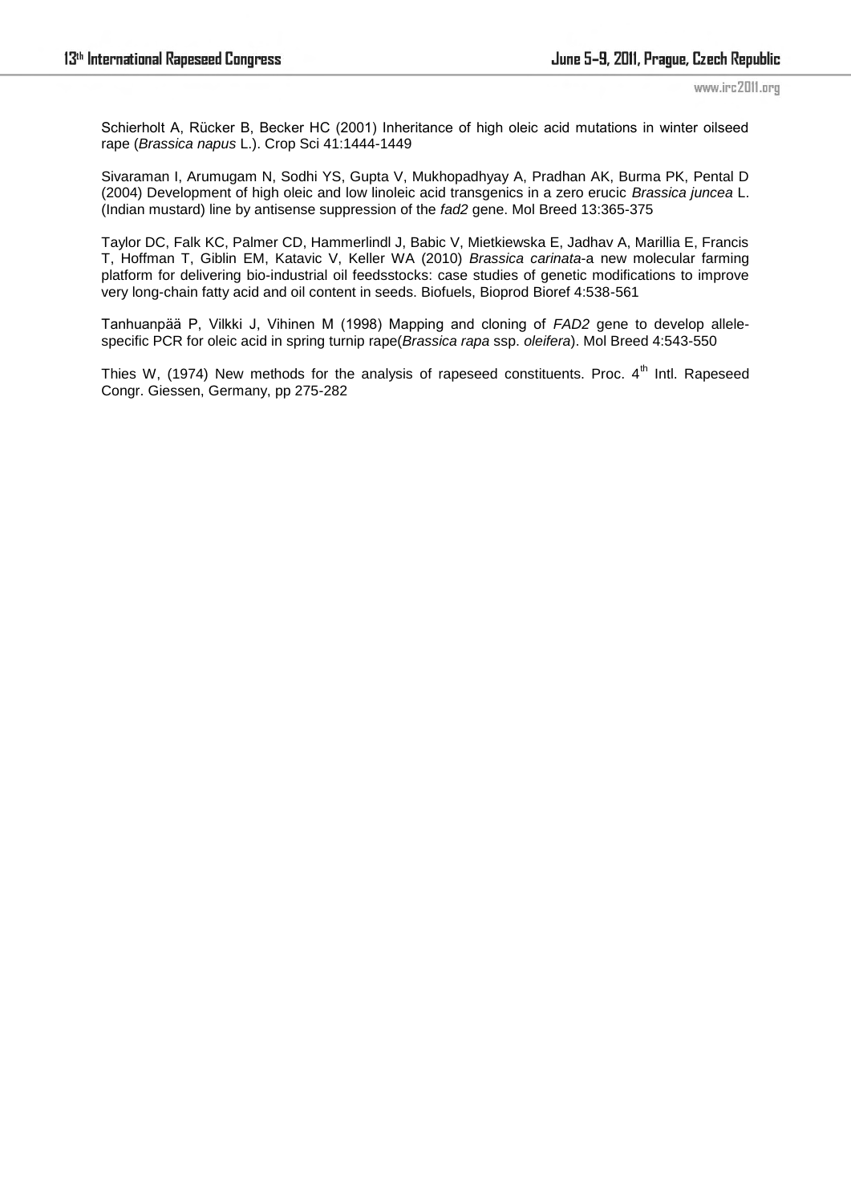Schierholt A, Rücker B, Becker HC (2001) Inheritance of high oleic acid mutations in winter oilseed rape (*Brassica napus* L.). Crop Sci 41:1444-1449

Sivaraman I, Arumugam N, Sodhi YS, Gupta V, Mukhopadhyay A, Pradhan AK, Burma PK, Pental D (2004) Development of high oleic and low linoleic acid transgenics in a zero erucic *Brassica juncea* L. (Indian mustard) line by antisense suppression of the *fad2* gene. Mol Breed 13:365-375

Taylor DC, Falk KC, Palmer CD, Hammerlindl J, Babic V, Mietkiewska E, Jadhav A, Marillia E, Francis T, Hoffman T, Giblin EM, Katavic V, Keller WA (2010) *Brassica carinata*-a new molecular farming platform for delivering bio-industrial oil feedsstocks: case studies of genetic modifications to improve very long-chain fatty acid and oil content in seeds. Biofuels, Bioprod Bioref 4:538-561

Tanhuanpää P, Vilkki J, Vihinen M (1998) Mapping and cloning of *FAD2* gene to develop allele-specific PCR for oleic acid in spring turnip rape(*Brassica rapa* ssp. *oleifera*). Mol Breed 4:543-550

Thies W, (1974) New methods for the analysis of rapeseed constituents. Proc. 4th Intl. Rapeseed Congr. Giessen, Germany, pp 275-282